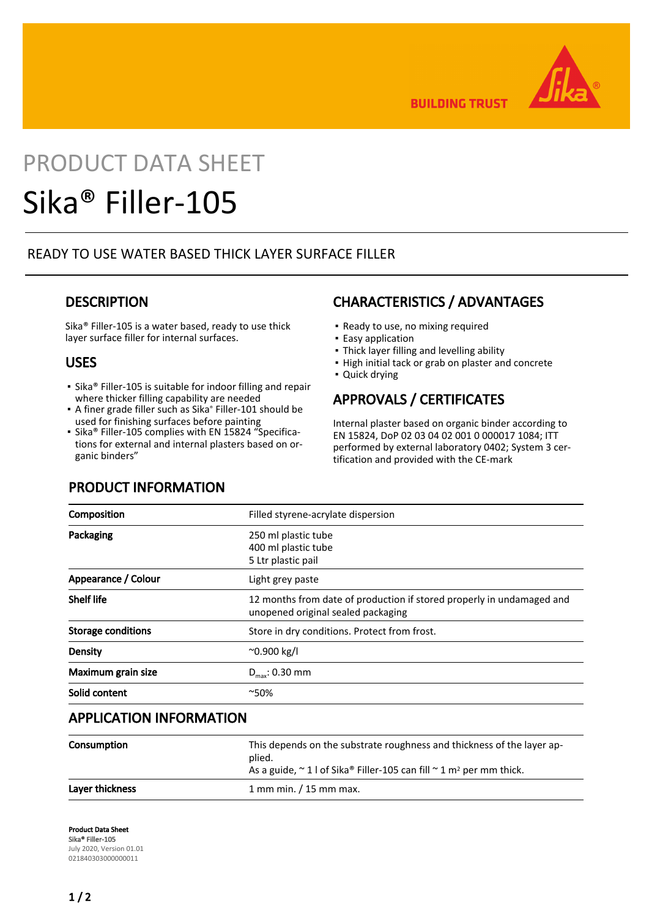BUILDING TRUST

# PRODUCT DATA SHEET

# Sika® Filler-105

READY TO USE WATER BASED THICK LAYER SURFACE FILLER

## DESCRIPTION

Sika® Filler-105 is a water based, ready to use thick layer surface filler for internal surfaces.

## USES

- Sika® Filler-105 is suitable for indoor filling and repair where thicker filling capability are needed
- A finer grade filler such as Sika® Filler-101 should be used for finishing surfaces before painting
- Sika® Filler-105 complies with EN 15824 "Specifications for external and internal plasters based on organic binders"

## CHARACTERISTICS / ADVANTAGES

- Ready to use, no mixing required
- Easy application
- Thick layer filling and levelling ability
- High initial tack or grab on plaster and concrete
- Quick drying

## APPROVALS / CERTIFICATES

Internal plaster based on organic binder according to EN 15824, DoP 02 03 04 02 001 0 000017 1084; ITT performed by external laboratory 0402; System 3 certification and provided with the CE-mark

## PRODUCT INFORMATION

| | |
|---|---|
| **Composition** | Filled styrene-acrylate dispersion |
| **Packaging** | 250 ml plastic tube<br>400 ml plastic tube<br>5 Ltr plastic pail |
| **Appearance / Colour** | Light grey paste |
| **Shelf life** | 12 months from date of production if stored properly in undamaged and unopened original sealed packaging |
| **Storage conditions** | Store in dry conditions. Protect from frost. |
| **Density** | ~0.900 kg/l |
| **Maximum grain size** | $D_{max}$: 0.30 mm |
| **Solid content** | ~50% |

## APPLICATION INFORMATION

| | |
|---|---|
| **Consumption** | This depends on the substrate roughness and thickness of the layer applied.<br>As a guide, ~ 1 l of Sika® Filler-105 can fill ~ 1 m² per mm thick. |
| **Layer thickness** | 1 mm min. / 15 mm max. |

**Product Data Sheet**
**Sika® Filler-105**
July 2020, Version 01.01
021840303000000011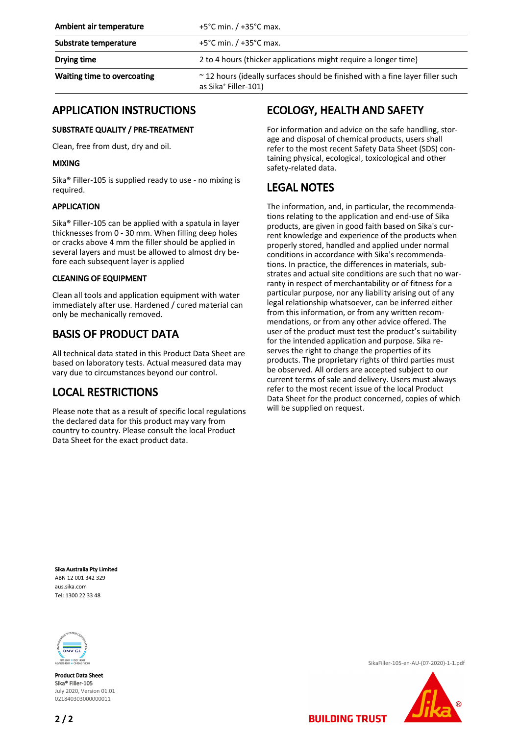| | |
|---|---|
| **Ambient air temperature** | +5°C min. / +35°C max. |
| **Substrate temperature** | +5°C min. / +35°C max. |
| **Drying time** | 2 to 4 hours (thicker applications might require a longer time) |
| **Waiting time to overcoating** | ~ 12 hours (ideally surfaces should be finished with a fine layer filler such as Sika® Filler-101) |

## APPLICATION INSTRUCTIONS

### SUBSTRATE QUALITY / PRE-TREATMENT

Clean, free from dust, dry and oil.

### MIXING

Sika® Filler-105 is supplied ready to use - no mixing is required.

### APPLICATION

Sika® Filler-105 can be applied with a spatula in layer thicknesses from 0 - 30 mm. When filling deep holes or cracks above 4 mm the filler should be applied in several layers and must be allowed to almost dry before each subsequent layer is applied

### CLEANING OF EQUIPMENT

Clean all tools and application equipment with water immediately after use. Hardened / cured material can only be mechanically removed.

## BASIS OF PRODUCT DATA

All technical data stated in this Product Data Sheet are based on laboratory tests. Actual measured data may vary due to circumstances beyond our control.

## LOCAL RESTRICTIONS

Please note that as a result of specific local regulations the declared data for this product may vary from country to country. Please consult the local Product Data Sheet for the exact product data.

## ECOLOGY, HEALTH AND SAFETY

For information and advice on the safe handling, storage and disposal of chemical products, users shall refer to the most recent Safety Data Sheet (SDS) containing physical, ecological, toxicological and other safety-related data.

## LEGAL NOTES

The information, and, in particular, the recommendations relating to the application and end-use of Sika products, are given in good faith based on Sika's current knowledge and experience of the products when properly stored, handled and applied under normal conditions in accordance with Sika's recommendations. In practice, the differences in materials, substrates and actual site conditions are such that no warranty in respect of merchantability or of fitness for a particular purpose, nor any liability arising out of any legal relationship whatsoever, can be inferred either from this information, or from any written recommendations, or from any other advice offered. The user of the product must test the product's suitability for the intended application and purpose. Sika reserves the right to change the properties of its products. The proprietary rights of third parties must be observed. All orders are accepted subject to our current terms of sale and delivery. Users must always refer to the most recent issue of the local Product Data Sheet for the product concerned, copies of which will be supplied on request.

**Sika Australia Pty Limited**
ABN 12 001 342 329
aus.sika.com
Tel: 1300 22 33 48

**Product Data Sheet**
**Sika® Filler-105**
July 2020, Version 01.01
021840303000000011

SikaFiller-105-en-AU-(07-2020)-1-1.pdf

**BUILDING TRUST**